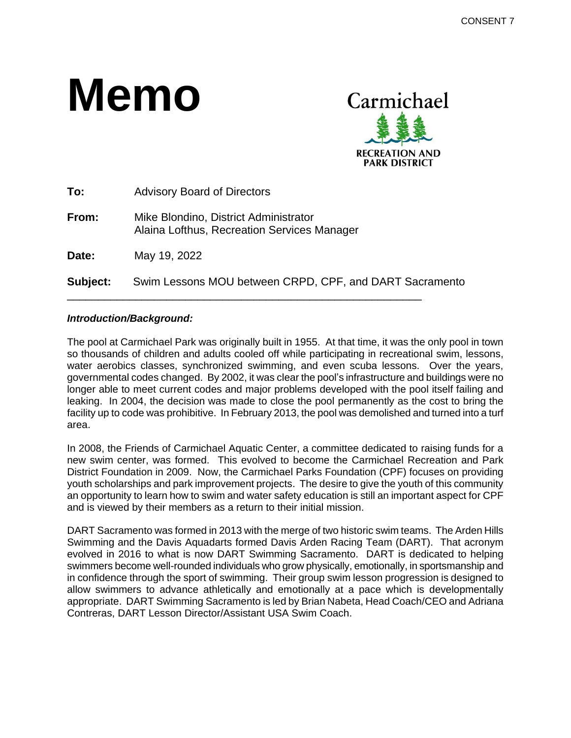CONSENT 7

# Memo

Carmichael
RECREATION AND PARK DISTRICT

**To:** Advisory Board of Directors

**From:** Mike Blondino, District Administrator
Alaina Lofthus, Recreation Services Manager

**Date:** May 19, 2022

**Subject:** Swim Lessons MOU between CRPD, CPF, and DART Sacramento

---

***Introduction/Background:***

The pool at Carmichael Park was originally built in 1955. At that time, it was the only pool in town so thousands of children and adults cooled off while participating in recreational swim, lessons, water aerobics classes, synchronized swimming, and even scuba lessons. Over the years, governmental codes changed. By 2002, it was clear the pool's infrastructure and buildings were no longer able to meet current codes and major problems developed with the pool itself failing and leaking. In 2004, the decision was made to close the pool permanently as the cost to bring the facility up to code was prohibitive. In February 2013, the pool was demolished and turned into a turf area.

In 2008, the Friends of Carmichael Aquatic Center, a committee dedicated to raising funds for a new swim center, was formed. This evolved to become the Carmichael Recreation and Park District Foundation in 2009. Now, the Carmichael Parks Foundation (CPF) focuses on providing youth scholarships and park improvement projects. The desire to give the youth of this community an opportunity to learn how to swim and water safety education is still an important aspect for CPF and is viewed by their members as a return to their initial mission.

DART Sacramento was formed in 2013 with the merge of two historic swim teams. The Arden Hills Swimming and the Davis Aquadarts formed Davis Arden Racing Team (DART). That acronym evolved in 2016 to what is now DART Swimming Sacramento. DART is dedicated to helping swimmers become well-rounded individuals who grow physically, emotionally, in sportsmanship and in confidence through the sport of swimming. Their group swim lesson progression is designed to allow swimmers to advance athletically and emotionally at a pace which is developmentally appropriate. DART Swimming Sacramento is led by Brian Nabeta, Head Coach/CEO and Adriana Contreras, DART Lesson Director/Assistant USA Swim Coach.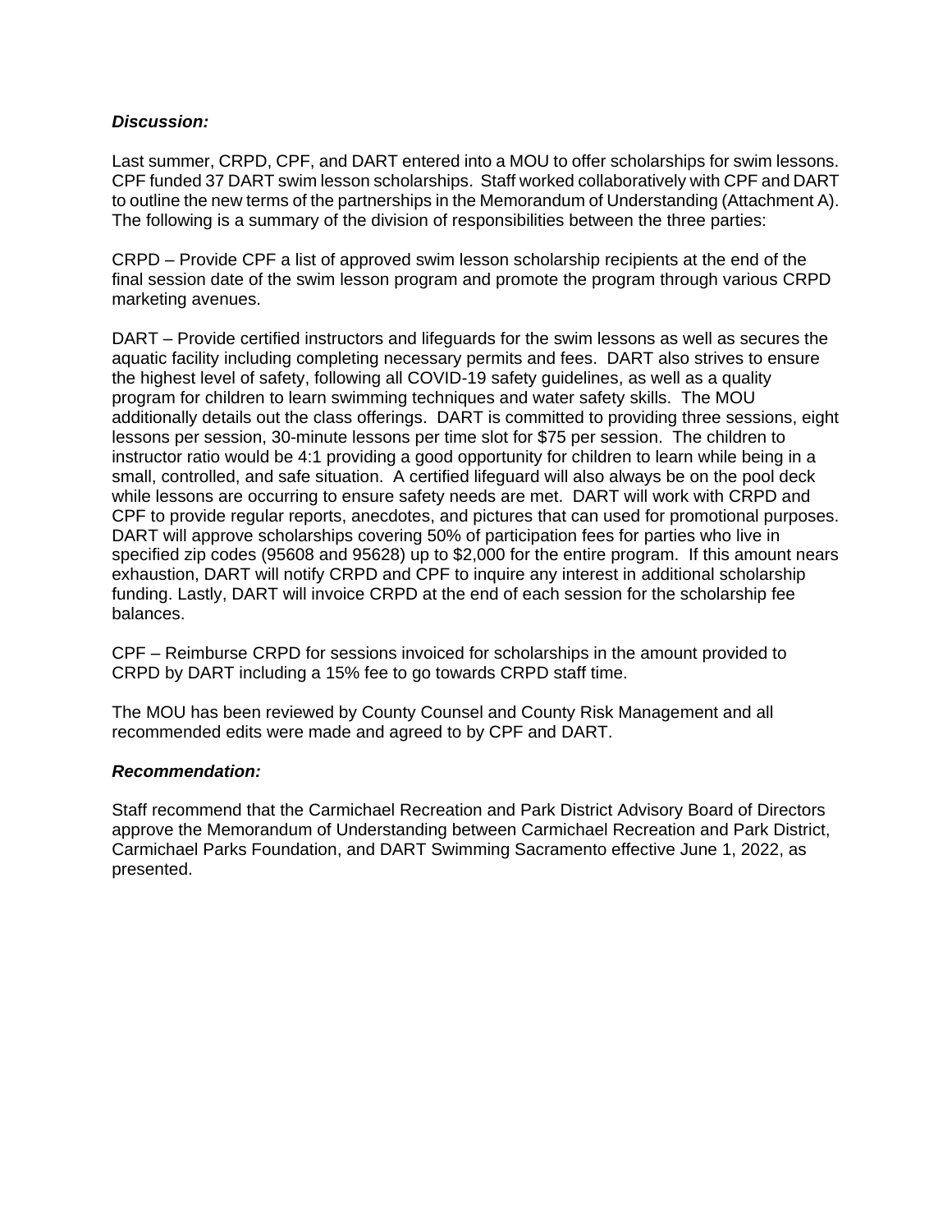***Discussion:***

Last summer, CRPD, CPF, and DART entered into a MOU to offer scholarships for swim lessons. CPF funded 37 DART swim lesson scholarships. Staff worked collaboratively with CPF and DART to outline the new terms of the partnerships in the Memorandum of Understanding (Attachment A). The following is a summary of the division of responsibilities between the three parties:

CRPD – Provide CPF a list of approved swim lesson scholarship recipients at the end of the final session date of the swim lesson program and promote the program through various CRPD marketing avenues.

DART – Provide certified instructors and lifeguards for the swim lessons as well as secures the aquatic facility including completing necessary permits and fees. DART also strives to ensure the highest level of safety, following all COVID-19 safety guidelines, as well as a quality program for children to learn swimming techniques and water safety skills. The MOU additionally details out the class offerings. DART is committed to providing three sessions, eight lessons per session, 30-minute lessons per time slot for $75 per session. The children to instructor ratio would be 4:1 providing a good opportunity for children to learn while being in a small, controlled, and safe situation. A certified lifeguard will also always be on the pool deck while lessons are occurring to ensure safety needs are met. DART will work with CRPD and CPF to provide regular reports, anecdotes, and pictures that can used for promotional purposes. DART will approve scholarships covering 50% of participation fees for parties who live in specified zip codes (95608 and 95628) up to $2,000 for the entire program. If this amount nears exhaustion, DART will notify CRPD and CPF to inquire any interest in additional scholarship funding. Lastly, DART will invoice CRPD at the end of each session for the scholarship fee balances.

CPF – Reimburse CRPD for sessions invoiced for scholarships in the amount provided to CRPD by DART including a 15% fee to go towards CRPD staff time.

The MOU has been reviewed by County Counsel and County Risk Management and all recommended edits were made and agreed to by CPF and DART.

***Recommendation:***

Staff recommend that the Carmichael Recreation and Park District Advisory Board of Directors approve the Memorandum of Understanding between Carmichael Recreation and Park District, Carmichael Parks Foundation, and DART Swimming Sacramento effective June 1, 2022, as presented.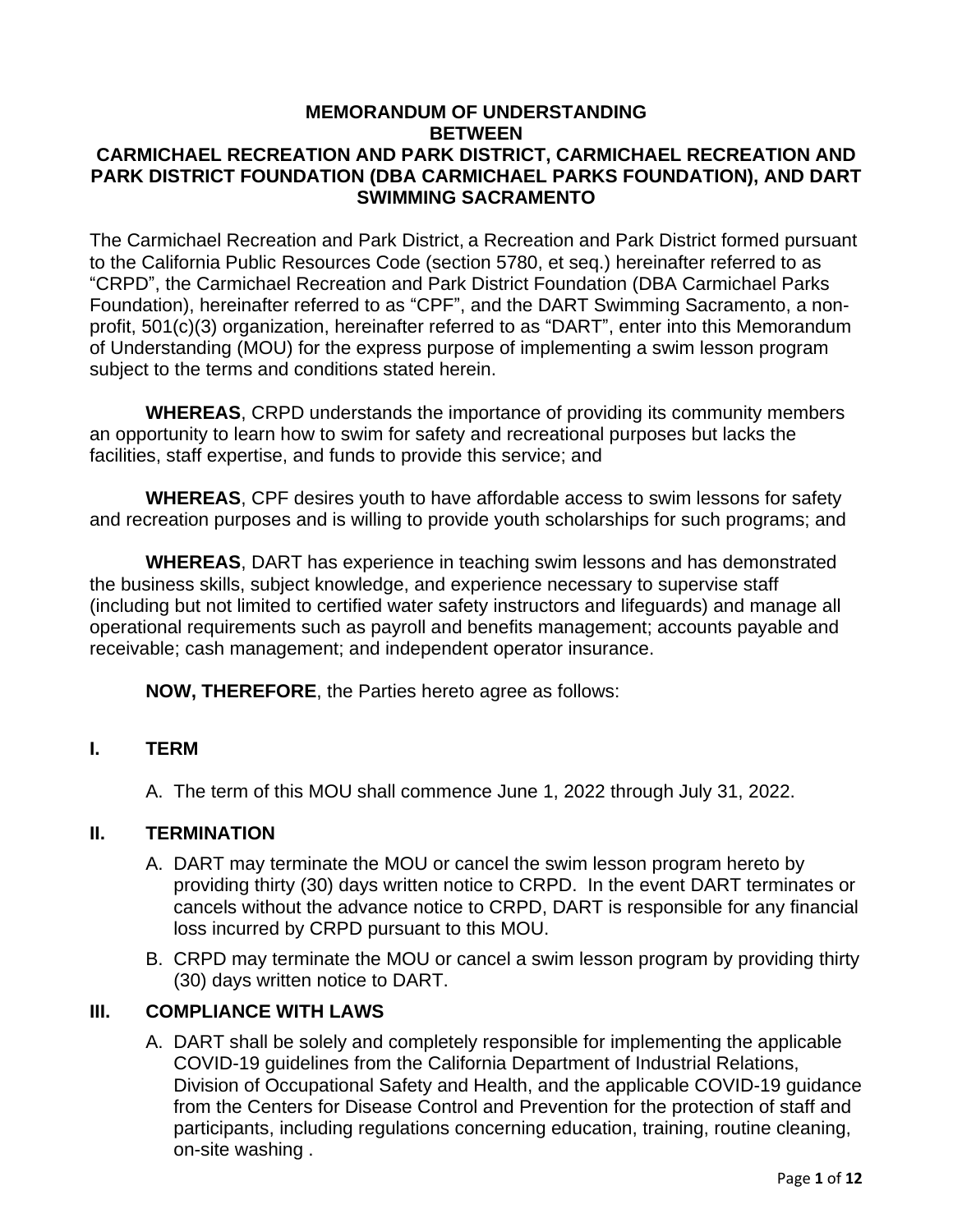**MEMORANDUM OF UNDERSTANDING**
**BETWEEN**
**CARMICHAEL RECREATION AND PARK DISTRICT, CARMICHAEL RECREATION AND PARK DISTRICT FOUNDATION (DBA CARMICHAEL PARKS FOUNDATION), AND DART SWIMMING SACRAMENTO**

The Carmichael Recreation and Park District, a Recreation and Park District formed pursuant to the California Public Resources Code (section 5780, et seq.) hereinafter referred to as "CRPD", the Carmichael Recreation and Park District Foundation (DBA Carmichael Parks Foundation), hereinafter referred to as "CPF", and the DART Swimming Sacramento, a non-profit, 501(c)(3) organization, hereinafter referred to as "DART", enter into this Memorandum of Understanding (MOU) for the express purpose of implementing a swim lesson program subject to the terms and conditions stated herein.

**WHEREAS**, CRPD understands the importance of providing its community members an opportunity to learn how to swim for safety and recreational purposes but lacks the facilities, staff expertise, and funds to provide this service; and

**WHEREAS**, CPF desires youth to have affordable access to swim lessons for safety and recreation purposes and is willing to provide youth scholarships for such programs; and

**WHEREAS**, DART has experience in teaching swim lessons and has demonstrated the business skills, subject knowledge, and experience necessary to supervise staff (including but not limited to certified water safety instructors and lifeguards) and manage all operational requirements such as payroll and benefits management; accounts payable and receivable; cash management; and independent operator insurance.

**NOW, THEREFORE**, the Parties hereto agree as follows:

## I. TERM

A. The term of this MOU shall commence June 1, 2022 through July 31, 2022.

## II. TERMINATION

A. DART may terminate the MOU or cancel the swim lesson program hereto by providing thirty (30) days written notice to CRPD. In the event DART terminates or cancels without the advance notice to CRPD, DART is responsible for any financial loss incurred by CRPD pursuant to this MOU.

B. CRPD may terminate the MOU or cancel a swim lesson program by providing thirty (30) days written notice to DART.

## III. COMPLIANCE WITH LAWS

A. DART shall be solely and completely responsible for implementing the applicable COVID-19 guidelines from the California Department of Industrial Relations, Division of Occupational Safety and Health, and the applicable COVID-19 guidance from the Centers for Disease Control and Prevention for the protection of staff and participants, including regulations concerning education, training, routine cleaning, on-site washing .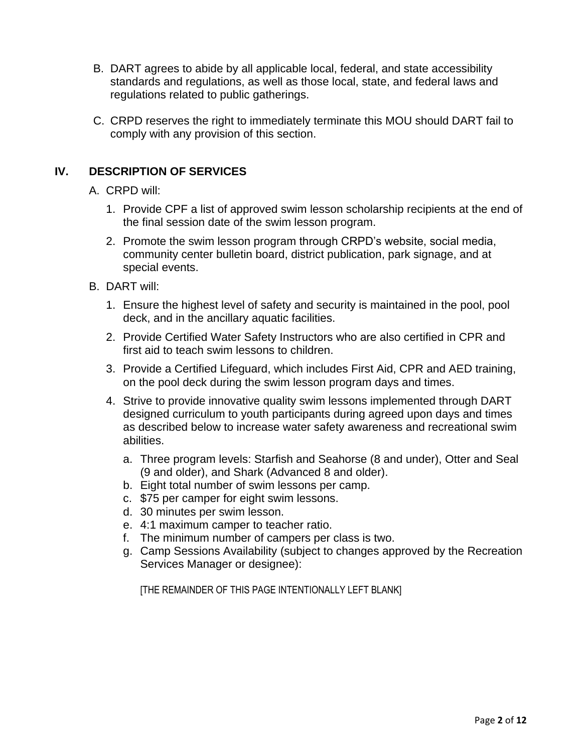B. DART agrees to abide by all applicable local, federal, and state accessibility standards and regulations, as well as those local, state, and federal laws and regulations related to public gatherings.

C. CRPD reserves the right to immediately terminate this MOU should DART fail to comply with any provision of this section.

## IV. DESCRIPTION OF SERVICES

A. CRPD will:

1. Provide CPF a list of approved swim lesson scholarship recipients at the end of the final session date of the swim lesson program.
2. Promote the swim lesson program through CRPD's website, social media, community center bulletin board, district publication, park signage, and at special events.

B. DART will:

1. Ensure the highest level of safety and security is maintained in the pool, pool deck, and in the ancillary aquatic facilities.
2. Provide Certified Water Safety Instructors who are also certified in CPR and first aid to teach swim lessons to children.
3. Provide a Certified Lifeguard, which includes First Aid, CPR and AED training, on the pool deck during the swim lesson program days and times.
4. Strive to provide innovative quality swim lessons implemented through DART designed curriculum to youth participants during agreed upon days and times as described below to increase water safety awareness and recreational swim abilities.
   a. Three program levels: Starfish and Seahorse (8 and under), Otter and Seal (9 and older), and Shark (Advanced 8 and older).
   b. Eight total number of swim lessons per camp.
   c. $75 per camper for eight swim lessons.
   d. 30 minutes per swim lesson.
   e. 4:1 maximum camper to teacher ratio.
   f. The minimum number of campers per class is two.
   g. Camp Sessions Availability (subject to changes approved by the Recreation Services Manager or designee):

[THE REMAINDER OF THIS PAGE INTENTIONALLY LEFT BLANK]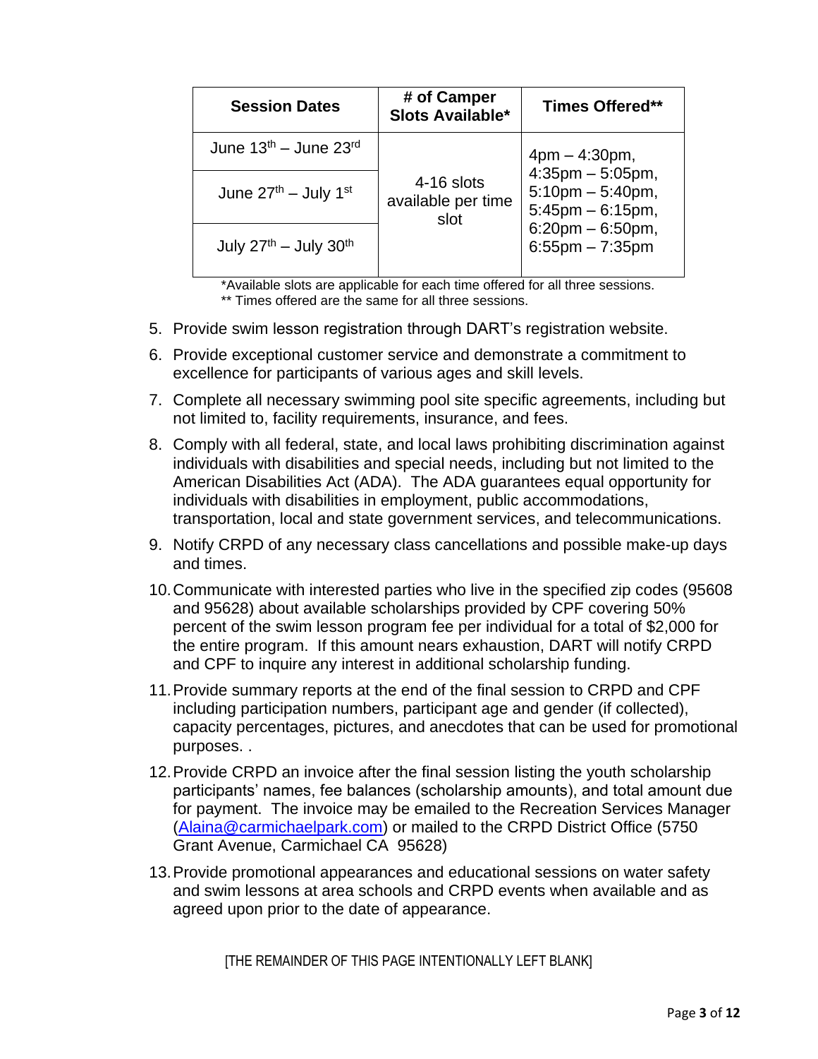| Session Dates | # of Camper Slots Available* | Times Offered** |
| --- | --- | --- |
| June 13th – June 23rd | 4-16 slots available per time slot | 4pm – 4:30pm, 4:35pm – 5:05pm, 5:10pm – 5:40pm, 5:45pm – 6:15pm, 6:20pm – 6:50pm, 6:55pm – 7:35pm |
| June 27th – July 1st | | |
| July 27th – July 30th | | |

*Available slots are applicable for each time offered for all three sessions.
** Times offered are the same for all three sessions.

5. Provide swim lesson registration through DART's registration website.
6. Provide exceptional customer service and demonstrate a commitment to excellence for participants of various ages and skill levels.
7. Complete all necessary swimming pool site specific agreements, including but not limited to, facility requirements, insurance, and fees.
8. Comply with all federal, state, and local laws prohibiting discrimination against individuals with disabilities and special needs, including but not limited to the American Disabilities Act (ADA). The ADA guarantees equal opportunity for individuals with disabilities in employment, public accommodations, transportation, local and state government services, and telecommunications.
9. Notify CRPD of any necessary class cancellations and possible make-up days and times.
10. Communicate with interested parties who live in the specified zip codes (95608 and 95628) about available scholarships provided by CPF covering 50% percent of the swim lesson program fee per individual for a total of $2,000 for the entire program. If this amount nears exhaustion, DART will notify CRPD and CPF to inquire any interest in additional scholarship funding.
11. Provide summary reports at the end of the final session to CRPD and CPF including participation numbers, participant age and gender (if collected), capacity percentages, pictures, and anecdotes that can be used for promotional purposes. .
12. Provide CRPD an invoice after the final session listing the youth scholarship participants' names, fee balances (scholarship amounts), and total amount due for payment. The invoice may be emailed to the Recreation Services Manager (Alaina@carmichaelpark.com) or mailed to the CRPD District Office (5750 Grant Avenue, Carmichael CA 95628)
13. Provide promotional appearances and educational sessions on water safety and swim lessons at area schools and CRPD events when available and as agreed upon prior to the date of appearance.

[THE REMAINDER OF THIS PAGE INTENTIONALLY LEFT BLANK]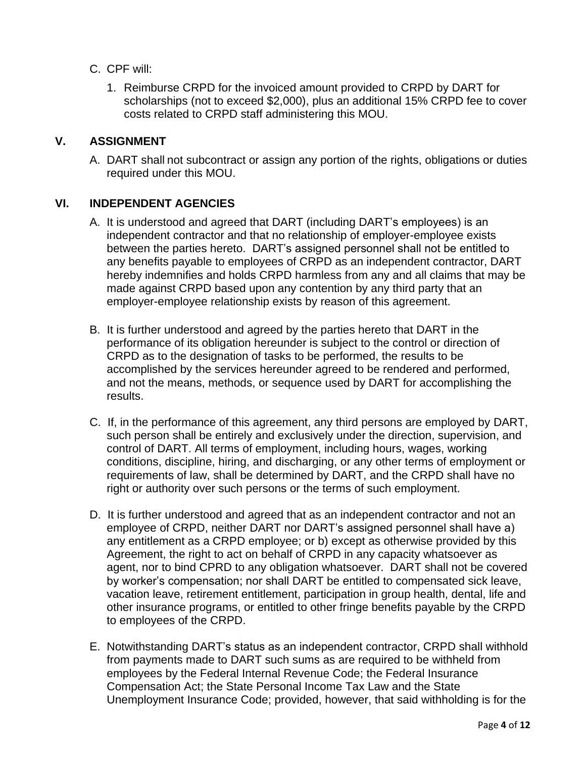C. CPF will:

1. Reimburse CRPD for the invoiced amount provided to CRPD by DART for scholarships (not to exceed $2,000), plus an additional 15% CRPD fee to cover costs related to CRPD staff administering this MOU.

## V. ASSIGNMENT

A. DART shall not subcontract or assign any portion of the rights, obligations or duties required under this MOU.

## VI. INDEPENDENT AGENCIES

A. It is understood and agreed that DART (including DART's employees) is an independent contractor and that no relationship of employer-employee exists between the parties hereto. DART's assigned personnel shall not be entitled to any benefits payable to employees of CRPD as an independent contractor, DART hereby indemnifies and holds CRPD harmless from any and all claims that may be made against CRPD based upon any contention by any third party that an employer-employee relationship exists by reason of this agreement.

B. It is further understood and agreed by the parties hereto that DART in the performance of its obligation hereunder is subject to the control or direction of CRPD as to the designation of tasks to be performed, the results to be accomplished by the services hereunder agreed to be rendered and performed, and not the means, methods, or sequence used by DART for accomplishing the results.

C. If, in the performance of this agreement, any third persons are employed by DART, such person shall be entirely and exclusively under the direction, supervision, and control of DART. All terms of employment, including hours, wages, working conditions, discipline, hiring, and discharging, or any other terms of employment or requirements of law, shall be determined by DART, and the CRPD shall have no right or authority over such persons or the terms of such employment.

D. It is further understood and agreed that as an independent contractor and not an employee of CRPD, neither DART nor DART's assigned personnel shall have a) any entitlement as a CRPD employee; or b) except as otherwise provided by this Agreement, the right to act on behalf of CRPD in any capacity whatsoever as agent, nor to bind CPRD to any obligation whatsoever. DART shall not be covered by worker's compensation; nor shall DART be entitled to compensated sick leave, vacation leave, retirement entitlement, participation in group health, dental, life and other insurance programs, or entitled to other fringe benefits payable by the CRPD to employees of the CRPD.

E. Notwithstanding DART's status as an independent contractor, CRPD shall withhold from payments made to DART such sums as are required to be withheld from employees by the Federal Internal Revenue Code; the Federal Insurance Compensation Act; the State Personal Income Tax Law and the State Unemployment Insurance Code; provided, however, that said withholding is for the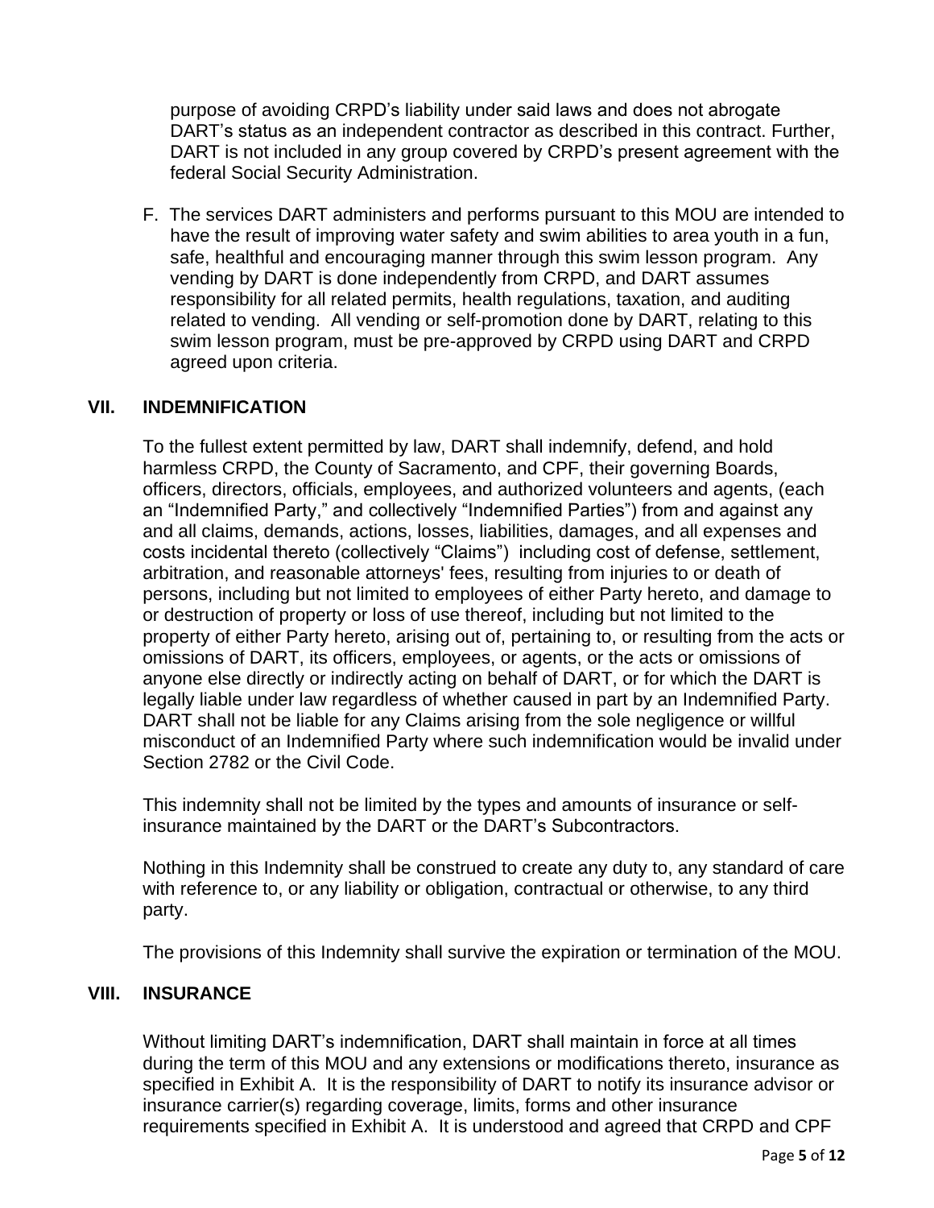purpose of avoiding CRPD's liability under said laws and does not abrogate DART's status as an independent contractor as described in this contract. Further, DART is not included in any group covered by CRPD's present agreement with the federal Social Security Administration.

F. The services DART administers and performs pursuant to this MOU are intended to have the result of improving water safety and swim abilities to area youth in a fun, safe, healthful and encouraging manner through this swim lesson program. Any vending by DART is done independently from CRPD, and DART assumes responsibility for all related permits, health regulations, taxation, and auditing related to vending. All vending or self-promotion done by DART, relating to this swim lesson program, must be pre-approved by CRPD using DART and CRPD agreed upon criteria.

## VII. INDEMNIFICATION

To the fullest extent permitted by law, DART shall indemnify, defend, and hold harmless CRPD, the County of Sacramento, and CPF, their governing Boards, officers, directors, officials, employees, and authorized volunteers and agents, (each an "Indemnified Party," and collectively "Indemnified Parties") from and against any and all claims, demands, actions, losses, liabilities, damages, and all expenses and costs incidental thereto (collectively "Claims") including cost of defense, settlement, arbitration, and reasonable attorneys' fees, resulting from injuries to or death of persons, including but not limited to employees of either Party hereto, and damage to or destruction of property or loss of use thereof, including but not limited to the property of either Party hereto, arising out of, pertaining to, or resulting from the acts or omissions of DART, its officers, employees, or agents, or the acts or omissions of anyone else directly or indirectly acting on behalf of DART, or for which the DART is legally liable under law regardless of whether caused in part by an Indemnified Party. DART shall not be liable for any Claims arising from the sole negligence or willful misconduct of an Indemnified Party where such indemnification would be invalid under Section 2782 or the Civil Code.

This indemnity shall not be limited by the types and amounts of insurance or self-insurance maintained by the DART or the DART's Subcontractors.

Nothing in this Indemnity shall be construed to create any duty to, any standard of care with reference to, or any liability or obligation, contractual or otherwise, to any third party.

The provisions of this Indemnity shall survive the expiration or termination of the MOU.

## VIII. INSURANCE

Without limiting DART's indemnification, DART shall maintain in force at all times during the term of this MOU and any extensions or modifications thereto, insurance as specified in Exhibit A. It is the responsibility of DART to notify its insurance advisor or insurance carrier(s) regarding coverage, limits, forms and other insurance requirements specified in Exhibit A. It is understood and agreed that CRPD and CPF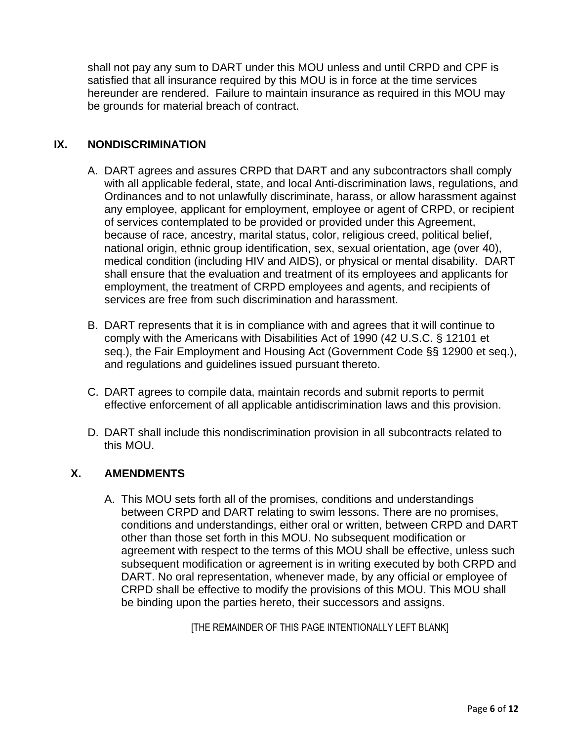shall not pay any sum to DART under this MOU unless and until CRPD and CPF is satisfied that all insurance required by this MOU is in force at the time services hereunder are rendered. Failure to maintain insurance as required in this MOU may be grounds for material breach of contract.

## IX. NONDISCRIMINATION

A. DART agrees and assures CRPD that DART and any subcontractors shall comply with all applicable federal, state, and local Anti-discrimination laws, regulations, and Ordinances and to not unlawfully discriminate, harass, or allow harassment against any employee, applicant for employment, employee or agent of CRPD, or recipient of services contemplated to be provided or provided under this Agreement, because of race, ancestry, marital status, color, religious creed, political belief, national origin, ethnic group identification, sex, sexual orientation, age (over 40), medical condition (including HIV and AIDS), or physical or mental disability. DART shall ensure that the evaluation and treatment of its employees and applicants for employment, the treatment of CRPD employees and agents, and recipients of services are free from such discrimination and harassment.

B. DART represents that it is in compliance with and agrees that it will continue to comply with the Americans with Disabilities Act of 1990 (42 U.S.C. § 12101 et seq.), the Fair Employment and Housing Act (Government Code §§ 12900 et seq.), and regulations and guidelines issued pursuant thereto.

C. DART agrees to compile data, maintain records and submit reports to permit effective enforcement of all applicable antidiscrimination laws and this provision.

D. DART shall include this nondiscrimination provision in all subcontracts related to this MOU.

## X. AMENDMENTS

A. This MOU sets forth all of the promises, conditions and understandings between CRPD and DART relating to swim lessons. There are no promises, conditions and understandings, either oral or written, between CRPD and DART other than those set forth in this MOU. No subsequent modification or agreement with respect to the terms of this MOU shall be effective, unless such subsequent modification or agreement is in writing executed by both CRPD and DART. No oral representation, whenever made, by any official or employee of CRPD shall be effective to modify the provisions of this MOU. This MOU shall be binding upon the parties hereto, their successors and assigns.

[THE REMAINDER OF THIS PAGE INTENTIONALLY LEFT BLANK]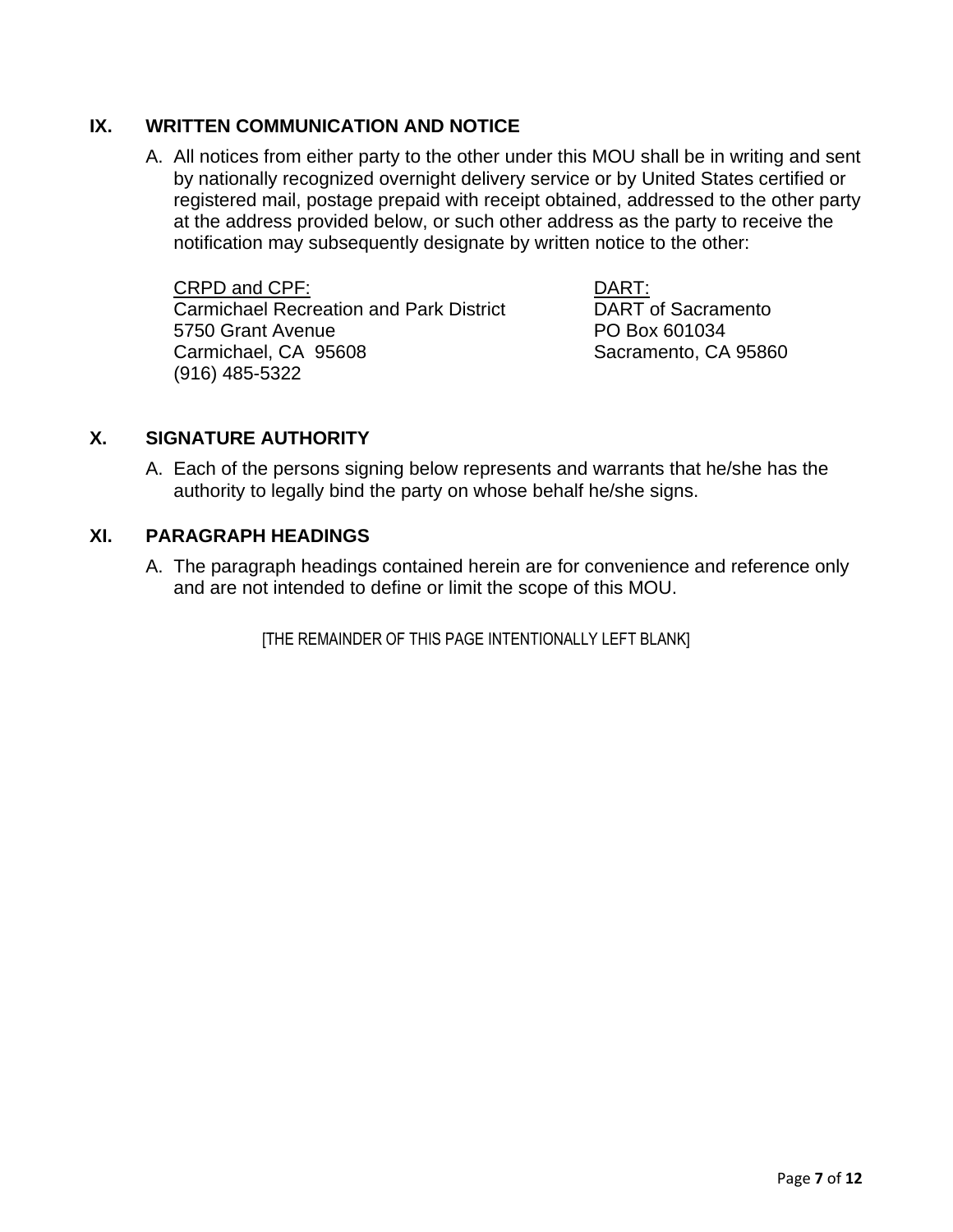## IX. WRITTEN COMMUNICATION AND NOTICE

A. All notices from either party to the other under this MOU shall be in writing and sent by nationally recognized overnight delivery service or by United States certified or registered mail, postage prepaid with receipt obtained, addressed to the other party at the address provided below, or such other address as the party to receive the notification may subsequently designate by written notice to the other:

CRPD and CPF:
Carmichael Recreation and Park District
5750 Grant Avenue
Carmichael, CA 95608
(916) 485-5322

DART:
DART of Sacramento
PO Box 601034
Sacramento, CA 95860

## X. SIGNATURE AUTHORITY

A. Each of the persons signing below represents and warrants that he/she has the authority to legally bind the party on whose behalf he/she signs.

## XI. PARAGRAPH HEADINGS

A. The paragraph headings contained herein are for convenience and reference only and are not intended to define or limit the scope of this MOU.

[THE REMAINDER OF THIS PAGE INTENTIONALLY LEFT BLANK]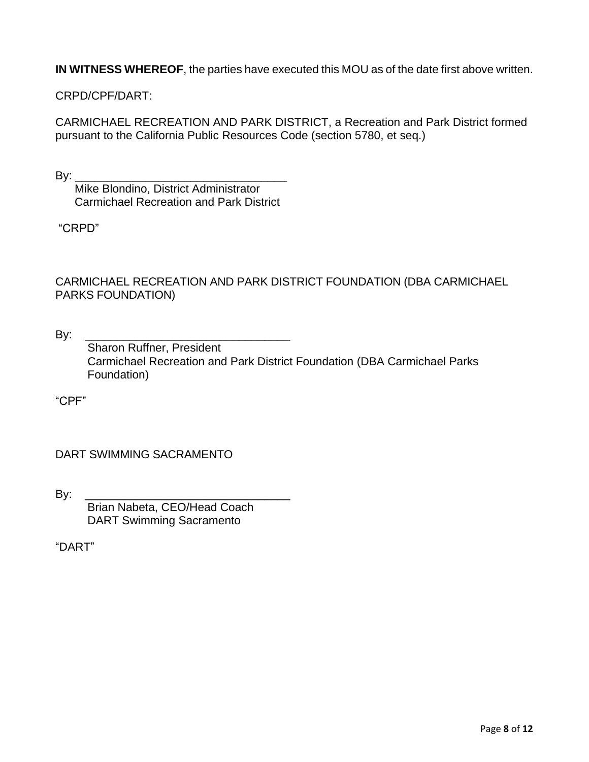**IN WITNESS WHEREOF**, the parties have executed this MOU as of the date first above written.

CRPD/CPF/DART:

CARMICHAEL RECREATION AND PARK DISTRICT, a Recreation and Park District formed pursuant to the California Public Resources Code (section 5780, et seq.)

By: ________________________________

Mike Blondino, District Administrator
Carmichael Recreation and Park District

"CRPD"

CARMICHAEL RECREATION AND PARK DISTRICT FOUNDATION (DBA CARMICHAEL PARKS FOUNDATION)

By: ________________________________

Sharon Ruffner, President
Carmichael Recreation and Park District Foundation (DBA Carmichael Parks Foundation)

"CPF"

DART SWIMMING SACRAMENTO

By: ________________________________

Brian Nabeta, CEO/Head Coach
DART Swimming Sacramento

"DART"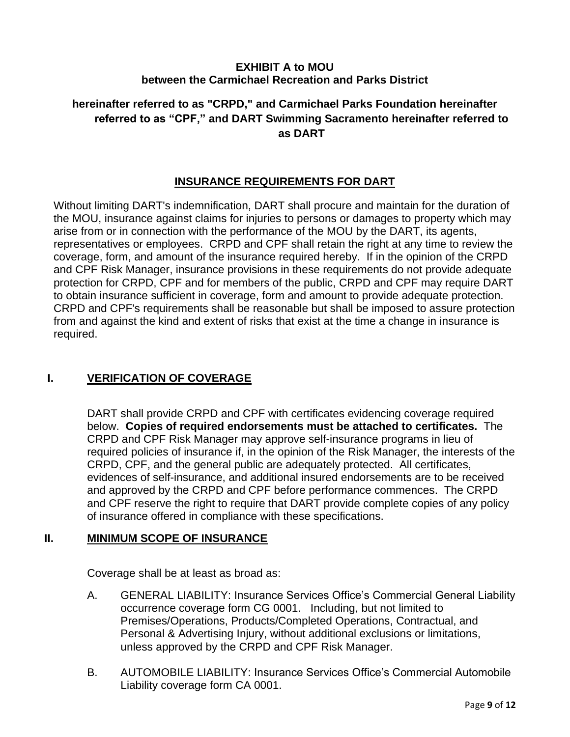**EXHIBIT A to MOU**
**between the Carmichael Recreation and Parks District**

**hereinafter referred to as "CRPD," and Carmichael Parks Foundation hereinafter referred to as "CPF," and DART Swimming Sacramento hereinafter referred to as DART**

## INSURANCE REQUIREMENTS FOR DART

Without limiting DART's indemnification, DART shall procure and maintain for the duration of the MOU, insurance against claims for injuries to persons or damages to property which may arise from or in connection with the performance of the MOU by the DART, its agents, representatives or employees. CRPD and CPF shall retain the right at any time to review the coverage, form, and amount of the insurance required hereby. If in the opinion of the CRPD and CPF Risk Manager, insurance provisions in these requirements do not provide adequate protection for CRPD, CPF and for members of the public, CRPD and CPF may require DART to obtain insurance sufficient in coverage, form and amount to provide adequate protection. CRPD and CPF's requirements shall be reasonable but shall be imposed to assure protection from and against the kind and extent of risks that exist at the time a change in insurance is required.

## I. VERIFICATION OF COVERAGE

DART shall provide CRPD and CPF with certificates evidencing coverage required below. **Copies of required endorsements must be attached to certificates.** The CRPD and CPF Risk Manager may approve self-insurance programs in lieu of required policies of insurance if, in the opinion of the Risk Manager, the interests of the CRPD, CPF, and the general public are adequately protected. All certificates, evidences of self-insurance, and additional insured endorsements are to be received and approved by the CRPD and CPF before performance commences. The CRPD and CPF reserve the right to require that DART provide complete copies of any policy of insurance offered in compliance with these specifications.

## II. MINIMUM SCOPE OF INSURANCE

Coverage shall be at least as broad as:

A. GENERAL LIABILITY: Insurance Services Office's Commercial General Liability occurrence coverage form CG 0001. Including, but not limited to Premises/Operations, Products/Completed Operations, Contractual, and Personal & Advertising Injury, without additional exclusions or limitations, unless approved by the CRPD and CPF Risk Manager.

B. AUTOMOBILE LIABILITY: Insurance Services Office's Commercial Automobile Liability coverage form CA 0001.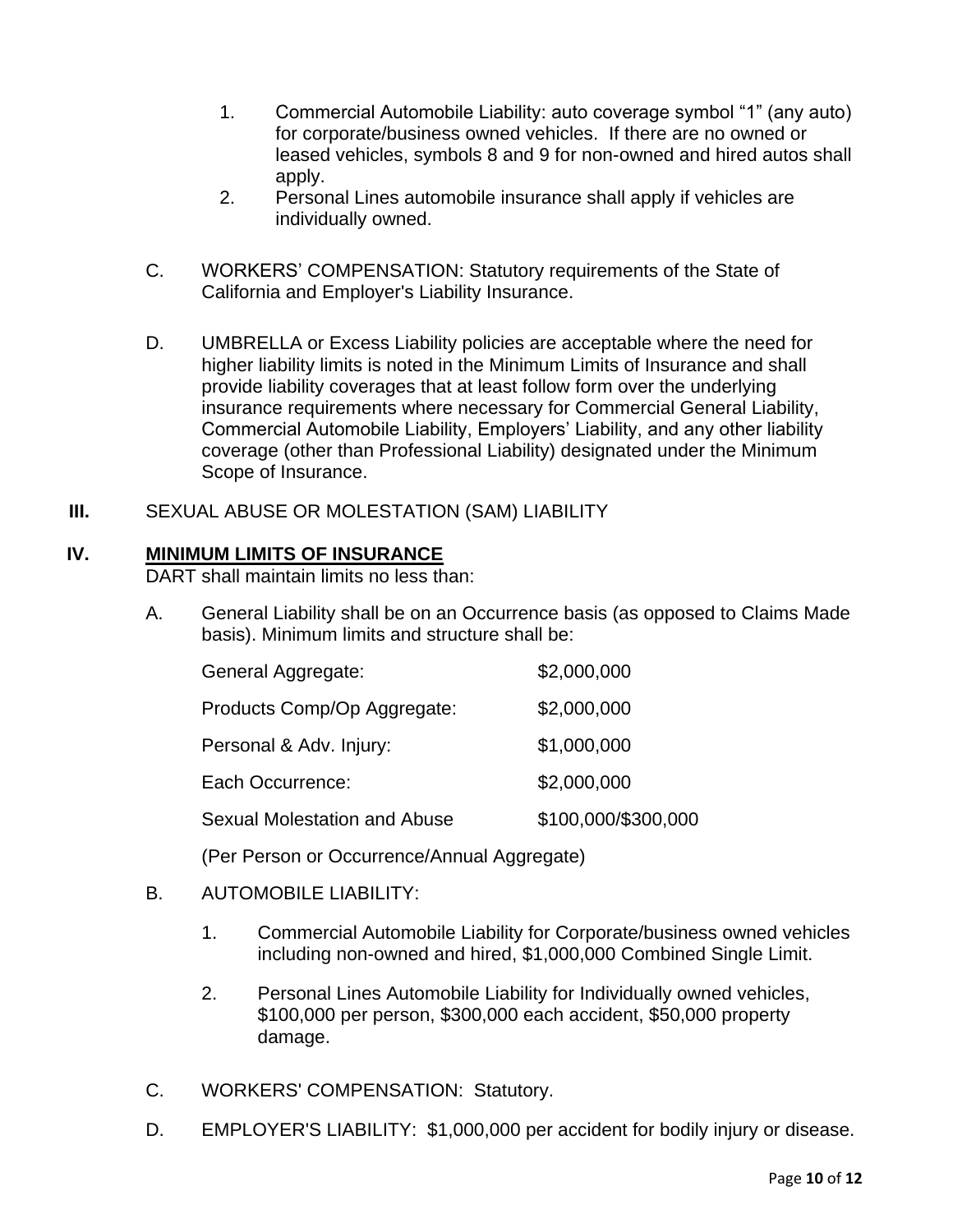1. Commercial Automobile Liability: auto coverage symbol "1" (any auto) for corporate/business owned vehicles. If there are no owned or leased vehicles, symbols 8 and 9 for non-owned and hired autos shall apply.
2. Personal Lines automobile insurance shall apply if vehicles are individually owned.

C. WORKERS' COMPENSATION: Statutory requirements of the State of California and Employer's Liability Insurance.

D. UMBRELLA or Excess Liability policies are acceptable where the need for higher liability limits is noted in the Minimum Limits of Insurance and shall provide liability coverages that at least follow form over the underlying insurance requirements where necessary for Commercial General Liability, Commercial Automobile Liability, Employers' Liability, and any other liability coverage (other than Professional Liability) designated under the Minimum Scope of Insurance.

**III.** SEXUAL ABUSE OR MOLESTATION (SAM) LIABILITY

## IV. MINIMUM LIMITS OF INSURANCE

DART shall maintain limits no less than:

A. General Liability shall be on an Occurrence basis (as opposed to Claims Made basis). Minimum limits and structure shall be:

| | |
|---|---|
| General Aggregate: | $2,000,000 |
| Products Comp/Op Aggregate: | $2,000,000 |
| Personal & Adv. Injury: | $1,000,000 |
| Each Occurrence: | $2,000,000 |
| Sexual Molestation and Abuse | $100,000/$300,000 |

(Per Person or Occurrence/Annual Aggregate)

B. AUTOMOBILE LIABILITY:

1. Commercial Automobile Liability for Corporate/business owned vehicles including non-owned and hired, $1,000,000 Combined Single Limit.
2. Personal Lines Automobile Liability for Individually owned vehicles, $100,000 per person, $300,000 each accident, $50,000 property damage.

C. WORKERS' COMPENSATION: Statutory.

D. EMPLOYER'S LIABILITY: $1,000,000 per accident for bodily injury or disease.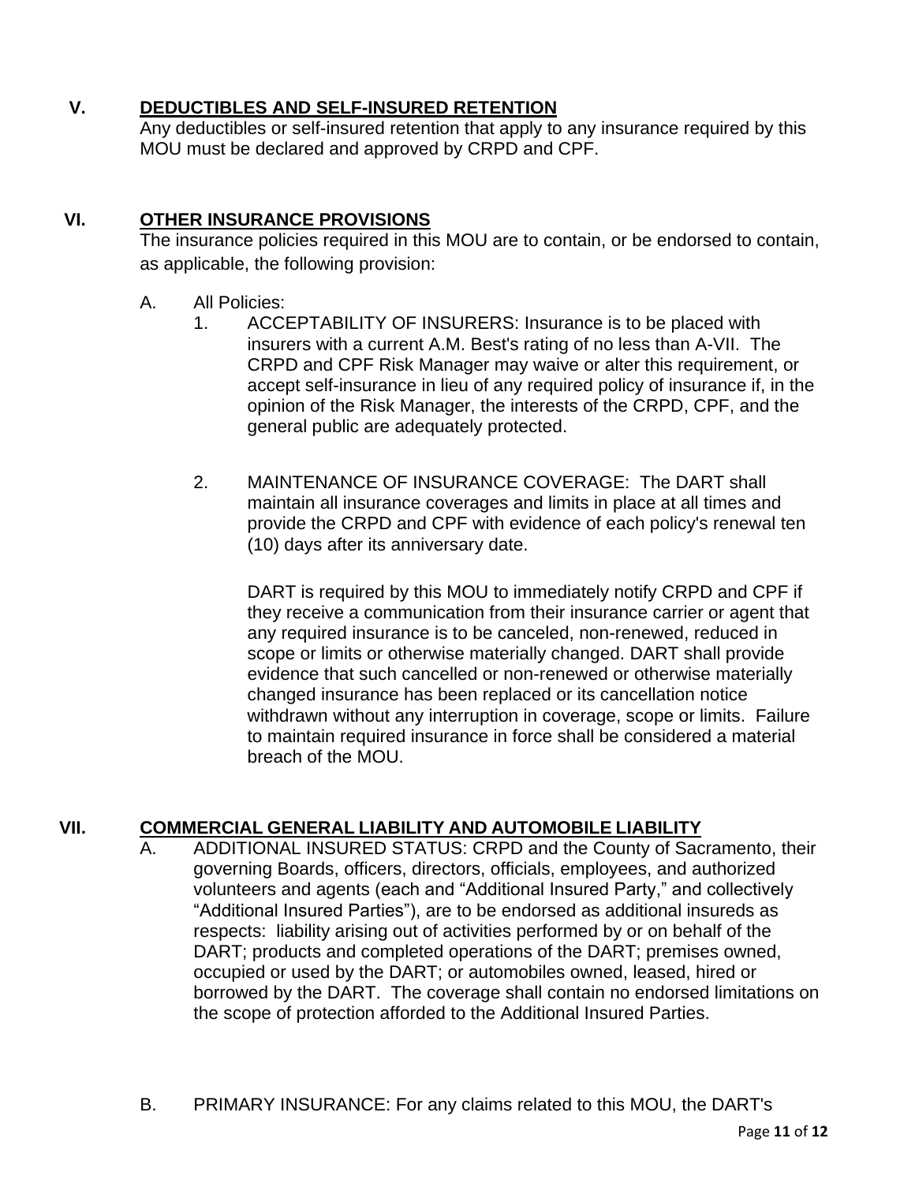## V. DEDUCTIBLES AND SELF-INSURED RETENTION

Any deductibles or self-insured retention that apply to any insurance required by this MOU must be declared and approved by CRPD and CPF.

## VI. OTHER INSURANCE PROVISIONS

The insurance policies required in this MOU are to contain, or be endorsed to contain, as applicable, the following provision:

A. All Policies:

1. ACCEPTABILITY OF INSURERS: Insurance is to be placed with insurers with a current A.M. Best's rating of no less than A-VII. The CRPD and CPF Risk Manager may waive or alter this requirement, or accept self-insurance in lieu of any required policy of insurance if, in the opinion of the Risk Manager, the interests of the CRPD, CPF, and the general public are adequately protected.

2. MAINTENANCE OF INSURANCE COVERAGE: The DART shall maintain all insurance coverages and limits in place at all times and provide the CRPD and CPF with evidence of each policy's renewal ten (10) days after its anniversary date.

   DART is required by this MOU to immediately notify CRPD and CPF if they receive a communication from their insurance carrier or agent that any required insurance is to be canceled, non-renewed, reduced in scope or limits or otherwise materially changed. DART shall provide evidence that such cancelled or non-renewed or otherwise materially changed insurance has been replaced or its cancellation notice withdrawn without any interruption in coverage, scope or limits. Failure to maintain required insurance in force shall be considered a material breach of the MOU.

## VII. COMMERCIAL GENERAL LIABILITY AND AUTOMOBILE LIABILITY

A. ADDITIONAL INSURED STATUS: CRPD and the County of Sacramento, their governing Boards, officers, directors, officials, employees, and authorized volunteers and agents (each and "Additional Insured Party," and collectively "Additional Insured Parties"), are to be endorsed as additional insureds as respects: liability arising out of activities performed by or on behalf of the DART; products and completed operations of the DART; premises owned, occupied or used by the DART; or automobiles owned, leased, hired or borrowed by the DART. The coverage shall contain no endorsed limitations on the scope of protection afforded to the Additional Insured Parties.

B. PRIMARY INSURANCE: For any claims related to this MOU, the DART's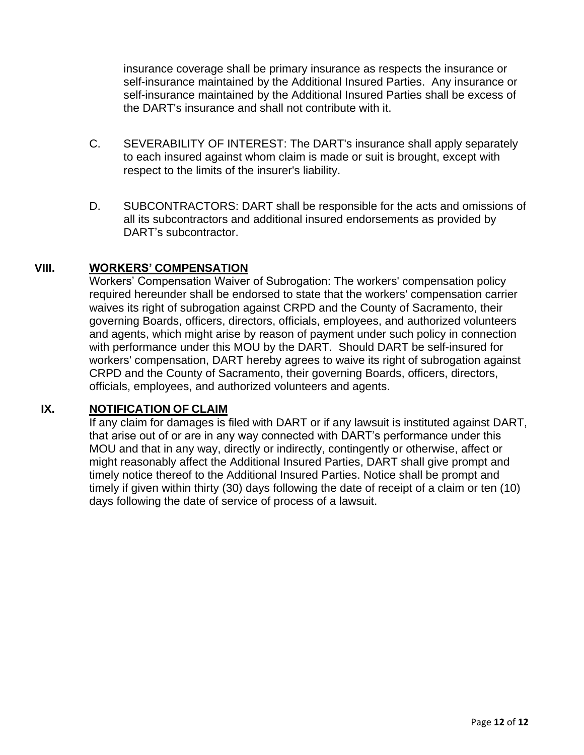insurance coverage shall be primary insurance as respects the insurance or self-insurance maintained by the Additional Insured Parties. Any insurance or self-insurance maintained by the Additional Insured Parties shall be excess of the DART's insurance and shall not contribute with it.

C. SEVERABILITY OF INTEREST: The DART's insurance shall apply separately to each insured against whom claim is made or suit is brought, except with respect to the limits of the insurer's liability.

D. SUBCONTRACTORS: DART shall be responsible for the acts and omissions of all its subcontractors and additional insured endorsements as provided by DART's subcontractor.

## VIII. WORKERS' COMPENSATION

Workers' Compensation Waiver of Subrogation: The workers' compensation policy required hereunder shall be endorsed to state that the workers' compensation carrier waives its right of subrogation against CRPD and the County of Sacramento, their governing Boards, officers, directors, officials, employees, and authorized volunteers and agents, which might arise by reason of payment under such policy in connection with performance under this MOU by the DART. Should DART be self-insured for workers' compensation, DART hereby agrees to waive its right of subrogation against CRPD and the County of Sacramento, their governing Boards, officers, directors, officials, employees, and authorized volunteers and agents.

## IX. NOTIFICATION OF CLAIM

If any claim for damages is filed with DART or if any lawsuit is instituted against DART, that arise out of or are in any way connected with DART's performance under this MOU and that in any way, directly or indirectly, contingently or otherwise, affect or might reasonably affect the Additional Insured Parties, DART shall give prompt and timely notice thereof to the Additional Insured Parties. Notice shall be prompt and timely if given within thirty (30) days following the date of receipt of a claim or ten (10) days following the date of service of process of a lawsuit.